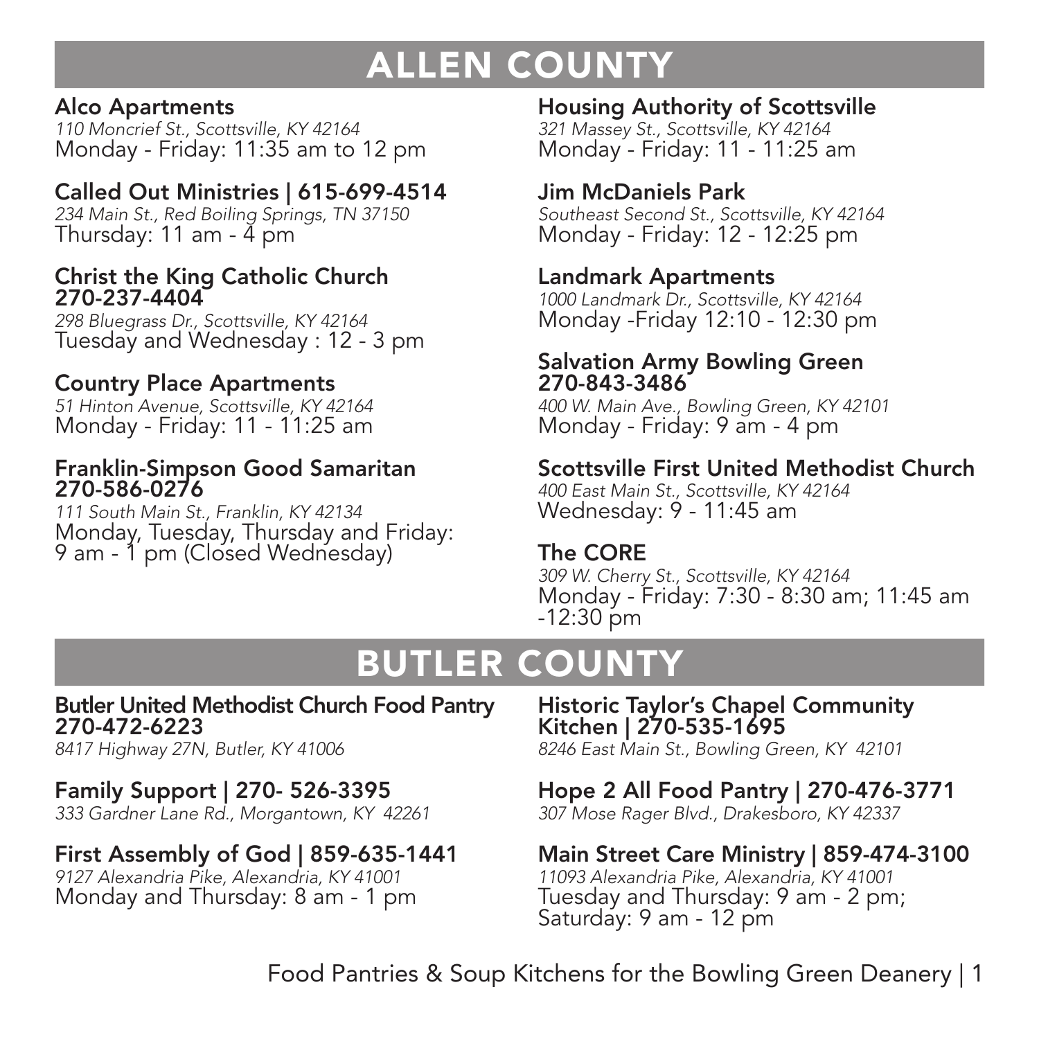# ALLEN COUNTY

**Alco Apartments**
*110 Moncrief St., Scottsville, KY 42164*
Monday - Friday: 11:35 am to 12 pm

**Called Out Ministries | 615-699-4514**
*234 Main St., Red Boiling Springs, TN 37150*
Thursday: 11 am - 4 pm

**Christ the King Catholic Church 270-237-4404**
*298 Bluegrass Dr., Scottsville, KY 42164*
Tuesday and Wednesday : 12 - 3 pm

**Country Place Apartments**
*51 Hinton Avenue, Scottsville, KY 42164*
Monday - Friday: 11 - 11:25 am

**Franklin-Simpson Good Samaritan 270-586-0276**
*111 South Main St., Franklin, KY 42134*
Monday, Tuesday, Thursday and Friday: 9 am - 1 pm (Closed Wednesday)

**Housing Authority of Scottsville**
*321 Massey St., Scottsville, KY 42164*
Monday - Friday: 11 - 11:25 am

**Jim McDaniels Park**
*Southeast Second St., Scottsville, KY 42164*
Monday - Friday: 12 - 12:25 pm

**Landmark Apartments**
*1000 Landmark Dr., Scottsville, KY 42164*
Monday -Friday 12:10 - 12:30 pm

**Salvation Army Bowling Green 270-843-3486**
*400 W. Main Ave., Bowling Green, KY 42101*
Monday - Friday: 9 am - 4 pm

**Scottsville First United Methodist Church**
*400 East Main St., Scottsville, KY 42164*
Wednesday: 9 - 11:45 am

**The CORE**
*309 W. Cherry St., Scottsville, KY 42164*
Monday - Friday: 7:30 - 8:30 am; 11:45 am -12:30 pm

# BUTLER COUNTY

**Butler United Methodist Church Food Pantry 270-472-6223**
*8417 Highway 27N, Butler, KY 41006*

**Family Support | 270- 526-3395**
*333 Gardner Lane Rd., Morgantown, KY 42261*

**First Assembly of God | 859-635-1441**
*9127 Alexandria Pike, Alexandria, KY 41001*
Monday and Thursday: 8 am - 1 pm

**Historic Taylor's Chapel Community Kitchen | 270-535-1695**
*8246 East Main St., Bowling Green, KY 42101*

**Hope 2 All Food Pantry | 270-476-3771**
*307 Mose Rager Blvd., Drakesboro, KY 42337*

**Main Street Care Ministry | 859-474-3100**
*11093 Alexandria Pike, Alexandria, KY 41001*
Tuesday and Thursday: 9 am - 2 pm; Saturday: 9 am - 12 pm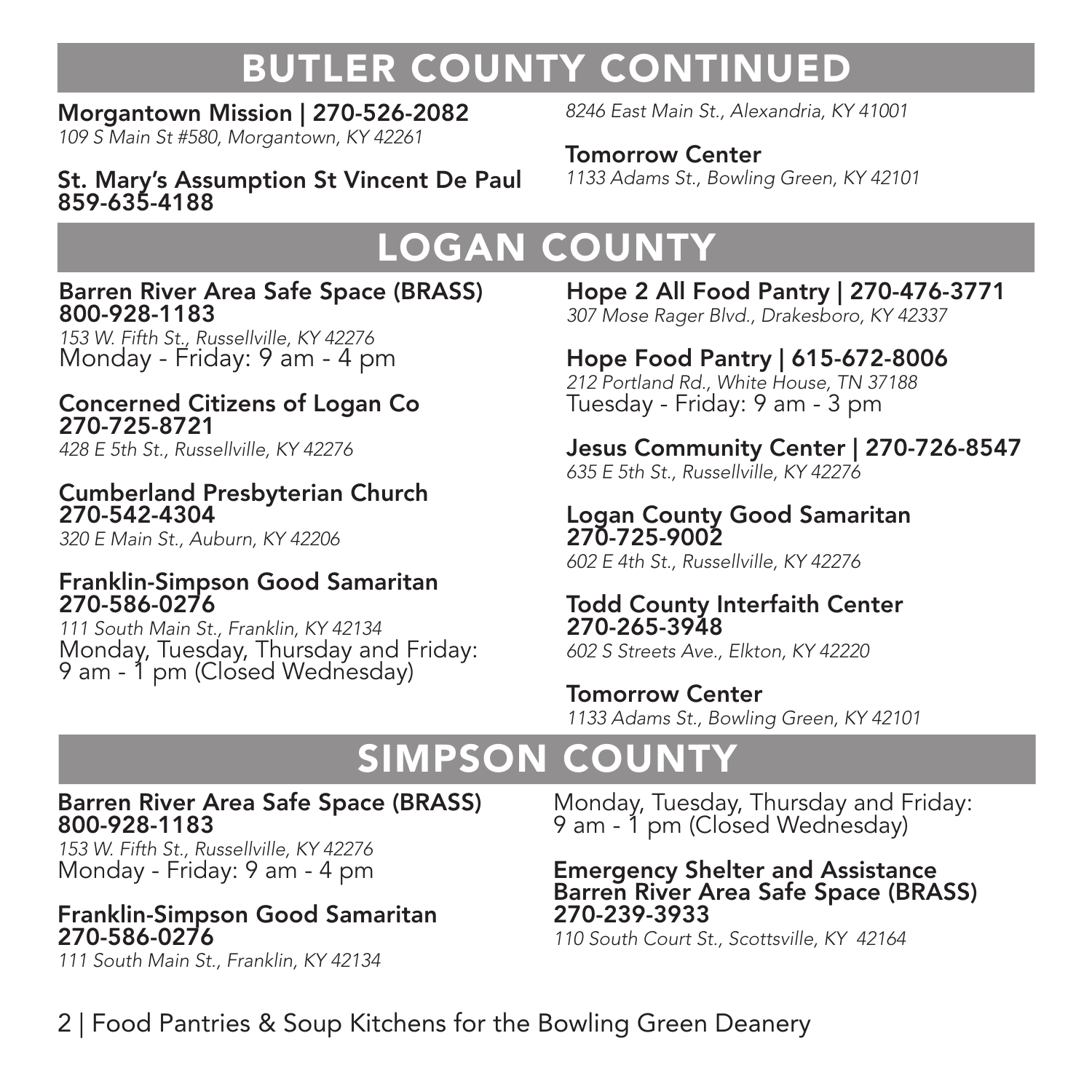## BUTLER COUNTY CONTINUED

**Morgantown Mission | 270-526-2082**
*109 S Main St #580, Morgantown, KY 42261*

**St. Mary's Assumption St Vincent De Paul**
**859-635-4188**
*8246 East Main St., Alexandria, KY 41001*

**Tomorrow Center**
*1133 Adams St., Bowling Green, KY 42101*

## LOGAN COUNTY

**Barren River Area Safe Space (BRASS)**
**800-928-1183**
*153 W. Fifth St., Russellville, KY 42276*
Monday - Friday: 9 am - 4 pm

**Concerned Citizens of Logan Co**
**270-725-8721**
*428 E 5th St., Russellville, KY 42276*

**Cumberland Presbyterian Church**
**270-542-4304**
*320 E Main St., Auburn, KY 42206*

**Franklin-Simpson Good Samaritan**
**270-586-0276**
*111 South Main St., Franklin, KY 42134*
Monday, Tuesday, Thursday and Friday:
9 am - 1 pm (Closed Wednesday)

**Hope 2 All Food Pantry | 270-476-3771**
*307 Mose Rager Blvd., Drakesboro, KY 42337*

**Hope Food Pantry | 615-672-8006**
*212 Portland Rd., White House, TN 37188*
Tuesday - Friday: 9 am - 3 pm

**Jesus Community Center | 270-726-8547**
*635 E 5th St., Russellville, KY 42276*

**Logan County Good Samaritan**
**270-725-9002**
*602 E 4th St., Russellville, KY 42276*

**Todd County Interfaith Center**
**270-265-3948**
*602 S Streets Ave., Elkton, KY 42220*

**Tomorrow Center**
*1133 Adams St., Bowling Green, KY 42101*

## SIMPSON COUNTY

**Barren River Area Safe Space (BRASS)**
**800-928-1183**
*153 W. Fifth St., Russellville, KY 42276*
Monday - Friday: 9 am - 4 pm

**Franklin-Simpson Good Samaritan**
**270-586-0276**
*111 South Main St., Franklin, KY 42134*
Monday, Tuesday, Thursday and Friday:
9 am - 1 pm (Closed Wednesday)

**Emergency Shelter and Assistance**
**Barren River Area Safe Space (BRASS)**
**270-239-3933**
*110 South Court St., Scottsville, KY 42164*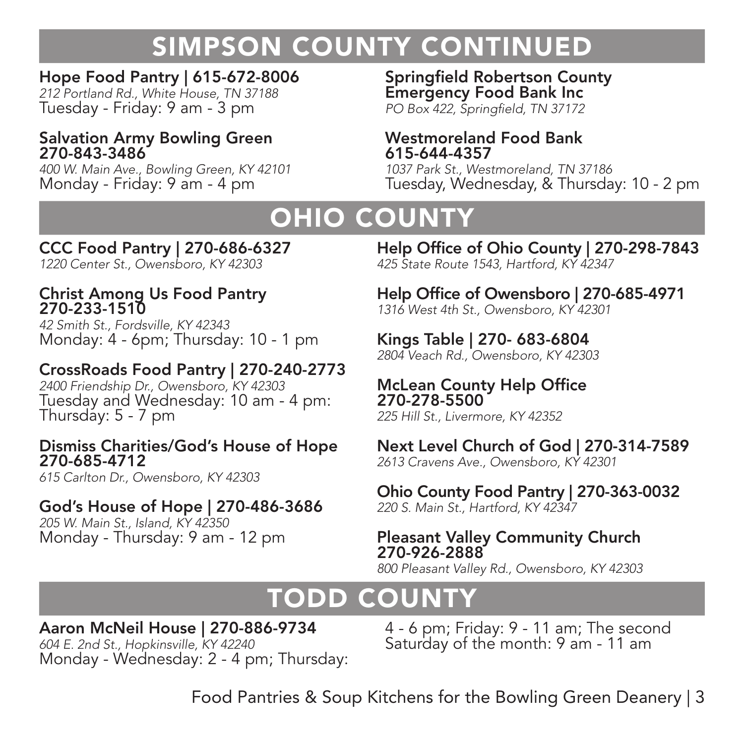# SIMPSON COUNTY CONTINUED

**Hope Food Pantry | 615-672-8006**
*212 Portland Rd., White House, TN 37188*
Tuesday - Friday: 9 am - 3 pm

**Salvation Army Bowling Green 270-843-3486**
*400 W. Main Ave., Bowling Green, KY 42101*
Monday - Friday: 9 am - 4 pm

**Springfield Robertson County Emergency Food Bank Inc**
*PO Box 422, Springfield, TN 37172*

**Westmoreland Food Bank 615-644-4357**
*1037 Park St., Westmoreland, TN 37186*
Tuesday, Wednesday, & Thursday: 10 - 2 pm

# OHIO COUNTY

**CCC Food Pantry | 270-686-6327**
*1220 Center St., Owensboro, KY 42303*

**Christ Among Us Food Pantry 270-233-1510**
*42 Smith St., Fordsville, KY 42343*
Monday: 4 - 6pm; Thursday: 10 - 1 pm

**CrossRoads Food Pantry | 270-240-2773**
*2400 Friendship Dr., Owensboro, KY 42303*
Tuesday and Wednesday: 10 am - 4 pm: Thursday: 5 - 7 pm

**Dismiss Charities/God's House of Hope 270-685-4712**
*615 Carlton Dr., Owensboro, KY 42303*

**God's House of Hope | 270-486-3686**
*205 W. Main St., Island, KY 42350*
Monday - Thursday: 9 am - 12 pm

**Help Office of Ohio County | 270-298-7843**
*425 State Route 1543, Hartford, KY 42347*

**Help Office of Owensboro | 270-685-4971**
*1316 West 4th St., Owensboro, KY 42301*

**Kings Table | 270- 683-6804**
*2804 Veach Rd., Owensboro, KY 42303*

**McLean County Help Office 270-278-5500**
*225 Hill St., Livermore, KY 42352*

**Next Level Church of God | 270-314-7589**
*2613 Cravens Ave., Owensboro, KY 42301*

**Ohio County Food Pantry | 270-363-0032**
*220 S. Main St., Hartford, KY 42347*

**Pleasant Valley Community Church 270-926-2888**
*800 Pleasant Valley Rd., Owensboro, KY 42303*

# TODD COUNTY

**Aaron McNeil House | 270-886-9734**
*604 E. 2nd St., Hopkinsville, KY 42240*
Monday - Wednesday: 2 - 4 pm; Thursday: 4 - 6 pm; Friday: 9 - 11 am; The second Saturday of the month: 9 am - 11 am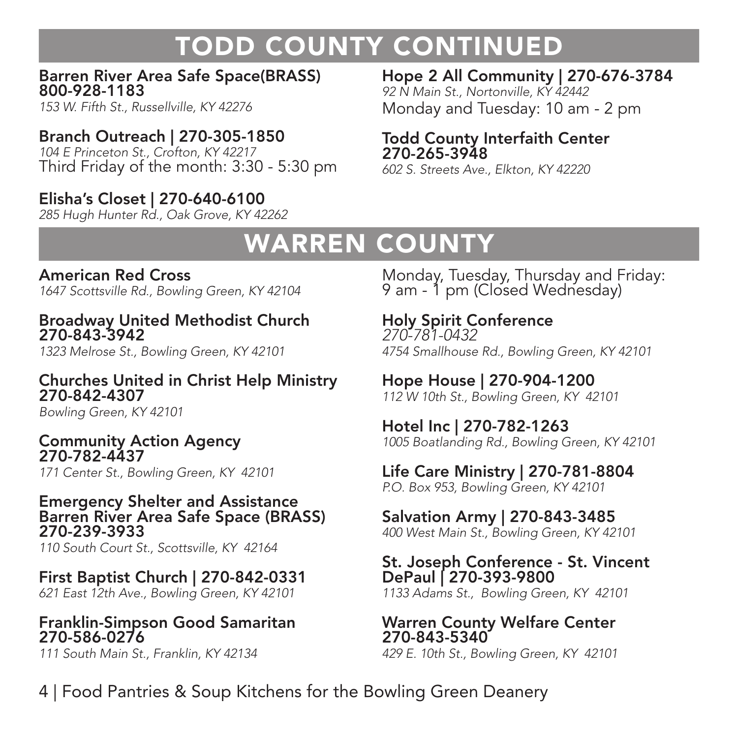# TODD COUNTY CONTINUED

**Barren River Area Safe Space(BRASS) 800-928-1183**
*153 W. Fifth St., Russellville, KY 42276*

**Branch Outreach | 270-305-1850**
*104 E Princeton St., Crofton, KY 42217*
Third Friday of the month: 3:30 - 5:30 pm

**Elisha's Closet | 270-640-6100**
*285 Hugh Hunter Rd., Oak Grove, KY 42262*

**Hope 2 All Community | 270-676-3784**
*92 N Main St., Nortonville, KY 42442*
Monday and Tuesday: 10 am - 2 pm

**Todd County Interfaith Center 270-265-3948**
*602 S. Streets Ave., Elkton, KY 42220*

# WARREN COUNTY

**American Red Cross**
*1647 Scottsville Rd., Bowling Green, KY 42104*

**Broadway United Methodist Church 270-843-3942**
*1323 Melrose St., Bowling Green, KY 42101*

**Churches United in Christ Help Ministry 270-842-4307**
*Bowling Green, KY 42101*

**Community Action Agency 270-782-4437**
*171 Center St., Bowling Green, KY 42101*

**Emergency Shelter and Assistance Barren River Area Safe Space (BRASS) 270-239-3933**
*110 South Court St., Scottsville, KY 42164*

**First Baptist Church | 270-842-0331**
*621 East 12th Ave., Bowling Green, KY 42101*

**Franklin-Simpson Good Samaritan 270-586-0276**
*111 South Main St., Franklin, KY 42134*
Monday, Tuesday, Thursday and Friday: 9 am - 1 pm (Closed Wednesday)

**Holy Spirit Conference**
*270-781-0432*
*4754 Smallhouse Rd., Bowling Green, KY 42101*

**Hope House | 270-904-1200**
*112 W 10th St., Bowling Green, KY 42101*

**Hotel Inc | 270-782-1263**
*1005 Boatlanding Rd., Bowling Green, KY 42101*

**Life Care Ministry | 270-781-8804**
*P.O. Box 953, Bowling Green, KY 42101*

**Salvation Army | 270-843-3485**
*400 West Main St., Bowling Green, KY 42101*

**St. Joseph Conference - St. Vincent DePaul | 270-393-9800**
*1133 Adams St., Bowling Green, KY 42101*

**Warren County Welfare Center 270-843-5340**
*429 E. 10th St., Bowling Green, KY 42101*